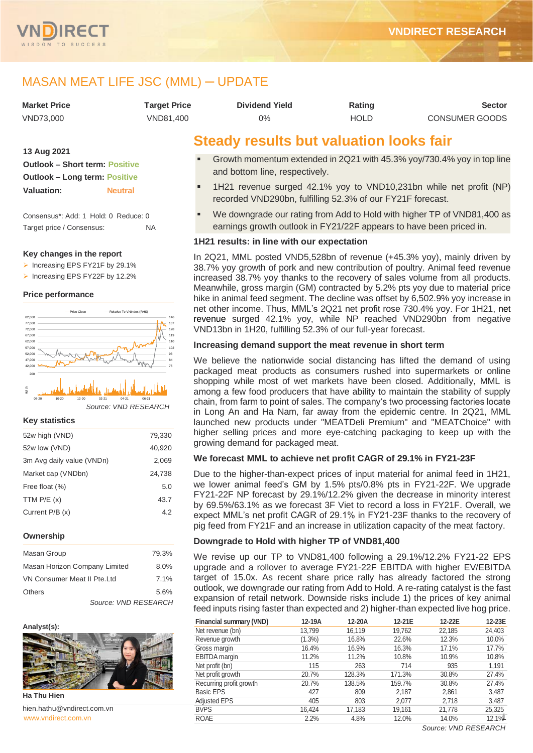# MASAN MEAT LIFE JSC (MML) ─ UPDATE

| Market Price | Target Price | Dividend Yield | Rating | Sector |
|---|---|---|---|---|
| VND73,000 | VND81,400 | 0% | HOLD | CONSUMER GOODS |

**13 Aug 2021**

**Outlook – Short term:** Positive
**Outlook – Long term:** Positive
**Valuation:** Neutral

Consensus*: Add: 1 Hold: 0 Reduce: 0
Target price / Consensus: NA

### Key changes in the report

- Increasing EPS FY21F by 29.1%
- Increasing EPS FY22F by 12.2%

### Price performance

*Source: VND RESEARCH*

### Key statistics

| | |
|---|---|
| 52w high (VND) | 79,330 |
| 52w low (VND) | 40,920 |
| 3m Avg daily value (VNDn) | 2,069 |
| Market cap (VNDbn) | 24,738 |
| Free float (%) | 5.0 |
| TTM P/E (x) | 43.7 |
| Current P/B (x) | 4.2 |

### Ownership

| | |
|---|---|
| Masan Group | 79.3% |
| Masan Horizon Company Limited | 8.0% |
| VN Consumer Meat II Pte.Ltd | 7.1% |
| Others | 5.6% |

*Source: VND RESEARCH*

**Analyst(s):**

**Ha Thu Hien**

hien.hathu@vndirect.com.vn

www.vndirect.com.vn

## Steady results but valuation looks fair

- Growth momentum extended in 2Q21 with 45.3% yoy/730.4% yoy in top line and bottom line, respectively.
- 1H21 revenue surged 42.1% yoy to VND10,231bn while net profit (NP) recorded VND290bn, fulfilling 52.3% of our FY21F forecast.
- We downgrade our rating from Add to Hold with higher TP of VND81,400 as earnings growth outlook in FY21/22F appears to have been priced in.

### 1H21 results: in line with our expectation

In 2Q21, MML posted VND5,528bn of revenue (+45.3% yoy), mainly driven by 38.7% yoy growth of pork and new contribution of poultry. Animal feed revenue increased 38.7% yoy thanks to the recovery of sales volume from all products. Meanwhile, gross margin (GM) contracted by 5.2% pts yoy due to material price hike in animal feed segment. The decline was offset by 6,502.9% yoy increase in net other income. Thus, MML's 2Q21 net profit rose 730.4% yoy. For 1H21, net revenue surged 42.1% yoy, while NP reached VND290bn from negative VND13bn in 1H20, fulfilling 52.3% of our full-year forecast.

### Increasing demand support the meat revenue in short term

We believe the nationwide social distancing has lifted the demand of using packaged meat products as consumers rushed into supermarkets or online shopping while most of wet markets have been closed. Additionally, MML is among a few food producers that have ability to maintain the stability of supply chain, from farm to point of sales. The company's two processing factories locate in Long An and Ha Nam, far away from the epidemic centre. In 2Q21, MML launched new products under "MEATDeli Premium" and "MEATChoice" with higher selling prices and more eye-catching packaging to keep up with the growing demand for packaged meat.

### We forecast MML to achieve net profit CAGR of 29.1% in FY21-23F

Due to the higher-than-expect prices of input material for animal feed in 1H21, we lower animal feed's GM by 1.5% pts/0.8% pts in FY21-22F. We upgrade FY21-22F NP forecast by 29.1%/12.2% given the decrease in minority interest by 69.5%/63.1% as we forecast 3F Viet to record a loss in FY21F. Overall, we expect MML's net profit CAGR of 29.1% in FY21-23F thanks to the recovery of pig feed from FY21F and an increase in utilization capacity of the meat factory.

### Downgrade to Hold with higher TP of VND81,400

We revise up our TP to VND81,400 following a 29.1%/12.2% FY21-22 EPS upgrade and a rollover to average FY21-22F EBITDA with higher EV/EBITDA target of 15.0x. As recent share price rally has already factored the strong outlook, we downgrade our rating from Add to Hold. A re-rating catalyst is the fast expansion of retail network. Downside risks include 1) the prices of key animal feed inputs rising faster than expected and 2) higher-than expected live hog price.

| Financial summary (VND) | 12-19A | 12-20A | 12-21E | 12-22E | 12-23E |
|---|---|---|---|---|---|
| Net revenue (bn) | 13,799 | 16,119 | 19,762 | 22,185 | 24,403 |
| Revenue growth | (1.3%) | 16.8% | 22.6% | 12.3% | 10.0% |
| Gross margin | 16.4% | 16.9% | 16.3% | 17.1% | 17.7% |
| EBITDA margin | 11.2% | 11.2% | 10.8% | 10.9% | 10.8% |
| Net profit (bn) | 115 | 263 | 714 | 935 | 1,191 |
| Net profit growth | 20.7% | 128.3% | 171.3% | 30.8% | 27.4% |
| Recurring profit growth | 20.7% | 138.5% | 159.7% | 30.8% | 27.4% |
| Basic EPS | 427 | 809 | 2,187 | 2,861 | 3,487 |
| Adjusted EPS | 405 | 803 | 2,077 | 2,718 | 3,487 |
| BVPS | 16,424 | 17,183 | 19,161 | 21,778 | 25,325 |
| ROAE | 2.2% | 4.8% | 12.0% | 14.0% | 12.1% |

*Source: VND RESEARCH*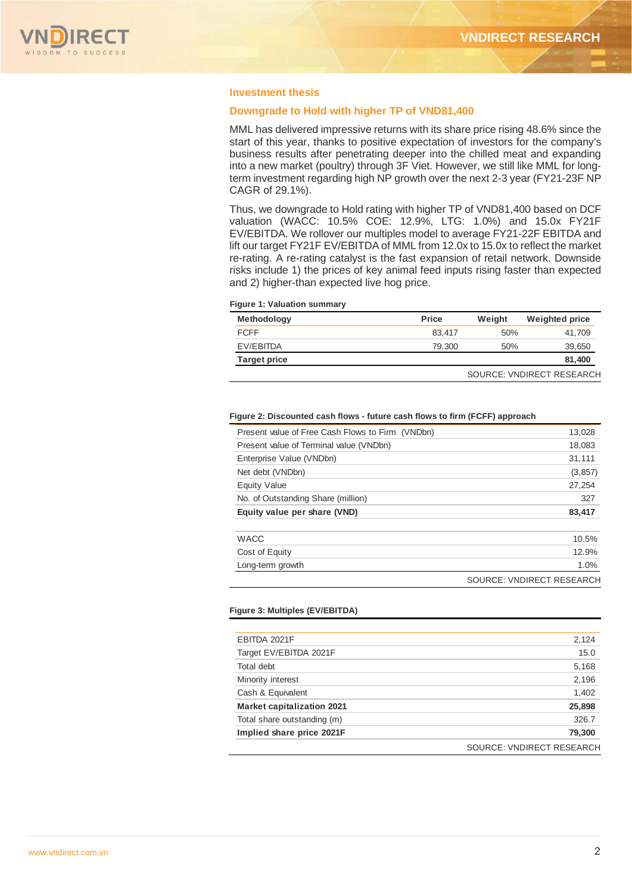## Investment thesis

### Downgrade to Hold with higher TP of VND81,400

MML has delivered impressive returns with its share price rising 48.6% since the start of this year, thanks to positive expectation of investors for the company's business results after penetrating deeper into the chilled meat and expanding into a new market (poultry) through 3F Viet. However, we still like MML for long-term investment regarding high NP growth over the next 2-3 year (FY21-23F NP CAGR of 29.1%).

Thus, we downgrade to Hold rating with higher TP of VND81,400 based on DCF valuation (WACC: 10.5% COE: 12.9%, LTG: 1.0%) and 15.0x FY21F EV/EBITDA. We rollover our multiples model to average FY21-22F EBITDA and lift our target FY21F EV/EBITDA of MML from 12.0x to 15.0x to reflect the market re-rating. A re-rating catalyst is the fast expansion of retail network. Downside risks include 1) the prices of key animal feed inputs rising faster than expected and 2) higher-than expected live hog price.

**Figure 1: Valuation summary**

| Methodology | Price | Weight | Weighted price |
|---|---|---|---|
| FCFF | 83,417 | 50% | 41,709 |
| EV/EBITDA | 79,300 | 50% | 39,650 |
| **Target price** | | | **81,400** |

SOURCE: VNDIRECT RESEARCH

**Figure 2: Discounted cash flows - future cash flows to firm (FCFF) approach**

| | |
|---|---|
| Present value of Free Cash Flows to Firm (VNDbn) | 13,028 |
| Present value of Terminal value (VNDbn) | 18,083 |
| Enterprise Value (VNDbn) | 31,111 |
| Net debt (VNDbn) | (3,857) |
| Equity Value | 27,254 |
| No. of Outstanding Share (million) | 327 |
| **Equity value per share (VND)** | **83,417** |
| | |
| WACC | 10.5% |
| Cost of Equity | 12.9% |
| Long-term growth | 1.0% |

SOURCE: VNDIRECT RESEARCH

**Figure 3: Multiples (EV/EBITDA)**

| | |
|---|---|
| EBITDA 2021F | 2,124 |
| Target EV/EBITDA 2021F | 15.0 |
| Total debt | 5,168 |
| Minority interest | 2,196 |
| Cash & Equivalent | 1,402 |
| **Market capitalization 2021** | **25,898** |
| Total share outstanding (m) | 326.7 |
| **Implied share price 2021F** | **79,300** |

SOURCE: VNDIRECT RESEARCH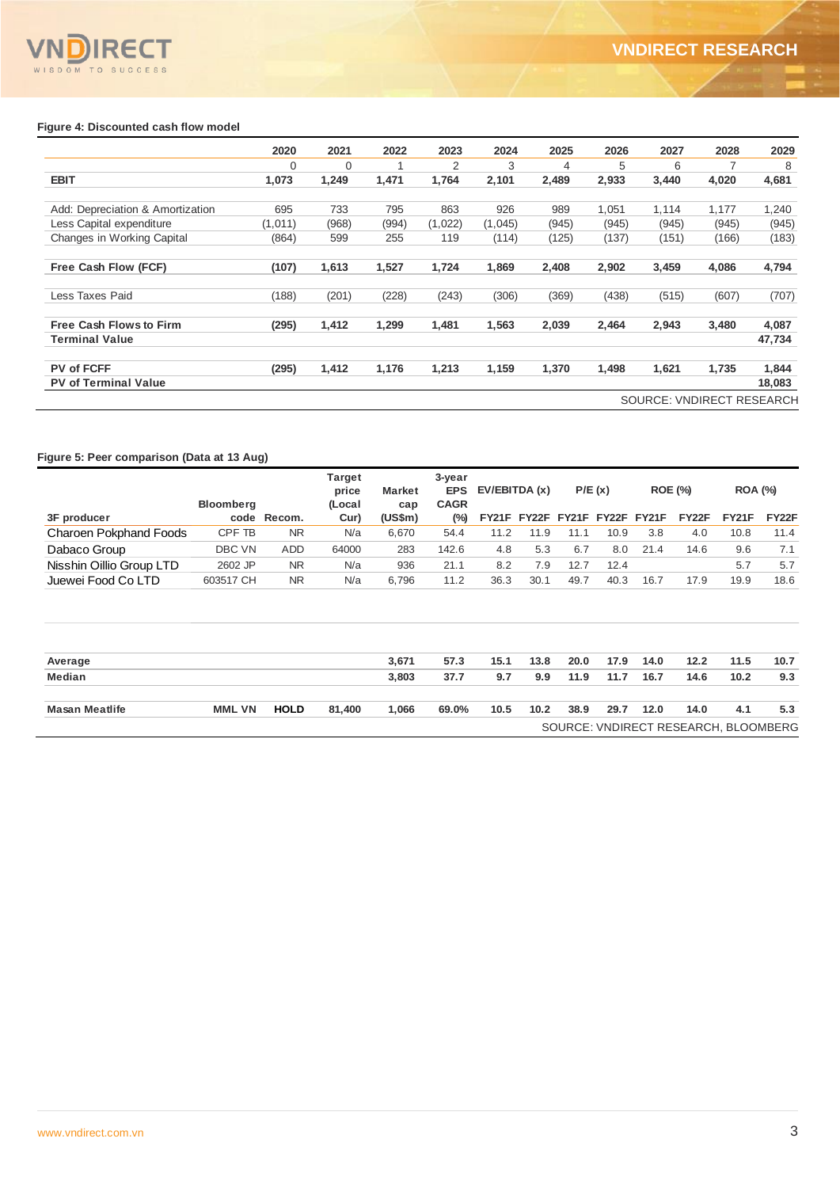**Figure 4: Discounted cash flow model**

| | 2020 | 2021 | 2022 | 2023 | 2024 | 2025 | 2026 | 2027 | 2028 | 2029 |
|---|---|---|---|---|---|---|---|---|---|---|
| | 0 | 0 | 1 | 2 | 3 | 4 | 5 | 6 | 7 | 8 |
| **EBIT** | **1,073** | **1,249** | **1,471** | **1,764** | **2,101** | **2,489** | **2,933** | **3,440** | **4,020** | **4,681** |
| Add: Depreciation & Amortization | 695 | 733 | 795 | 863 | 926 | 989 | 1,051 | 1,114 | 1,177 | 1,240 |
| Less Capital expenditure | (1,011) | (968) | (994) | (1,022) | (1,045) | (945) | (945) | (945) | (945) | (945) |
| Changes in Working Capital | (864) | 599 | 255 | 119 | (114) | (125) | (137) | (151) | (166) | (183) |
| **Free Cash Flow (FCF)** | **(107)** | **1,613** | **1,527** | **1,724** | **1,869** | **2,408** | **2,902** | **3,459** | **4,086** | **4,794** |
| Less Taxes Paid | (188) | (201) | (228) | (243) | (306) | (369) | (438) | (515) | (607) | (707) |
| **Free Cash Flows to Firm** | **(295)** | **1,412** | **1,299** | **1,481** | **1,563** | **2,039** | **2,464** | **2,943** | **3,480** | **4,087** |
| **Terminal Value** | | | | | | | | | | **47,734** |
| **PV of FCFF** | **(295)** | **1,412** | **1,176** | **1,213** | **1,159** | **1,370** | **1,498** | **1,621** | **1,735** | **1,844** |
| **PV of Terminal Value** | | | | | | | | | | **18,083** |

SOURCE: VNDIRECT RESEARCH

**Figure 5: Peer comparison (Data at 13 Aug)**

| 3F producer | Bloomberg code | Recom. | Target price (Local Cur) | Market cap (US$m) | 3-year EPS CAGR (%) | EV/EBITDA (x) FY21F | EV/EBITDA (x) FY22F | P/E (x) FY21F | P/E (x) FY22F | ROE (%) FY21F | ROE (%) FY22F | ROA (%) FY21F | ROA (%) FY22F |
|---|---|---|---|---|---|---|---|---|---|---|---|---|---|
| Charoen Pokphand Foods | CPF TB | NR | N/a | 6,670 | 54.4 | 11.2 | 11.9 | 11.1 | 10.9 | 3.8 | 4.0 | 10.8 | 11.4 |
| Dabaco Group | DBC VN | ADD | 64000 | 283 | 142.6 | 4.8 | 5.3 | 6.7 | 8.0 | 21.4 | 14.6 | 9.6 | 7.1 |
| Nisshin Oillio Group LTD | 2602 JP | NR | N/a | 936 | 21.1 | 8.2 | 7.9 | 12.7 | 12.4 | | | 5.7 | 5.7 |
| Juewei Food Co LTD | 603517 CH | NR | N/a | 6,796 | 11.2 | 36.3 | 30.1 | 49.7 | 40.3 | 16.7 | 17.9 | 19.9 | 18.6 |
| **Average** | | | | **3,671** | **57.3** | **15.1** | **13.8** | **20.0** | **17.9** | **14.0** | **12.2** | **11.5** | **10.7** |
| **Median** | | | | **3,803** | **37.7** | **9.7** | **9.9** | **11.9** | **11.7** | **16.7** | **14.6** | **10.2** | **9.3** |
| **Masan Meatlife** | **MML VN** | **HOLD** | **81,400** | **1,066** | **69.0%** | **10.5** | **10.2** | **38.9** | **29.7** | **12.0** | **14.0** | **4.1** | **5.3** |

SOURCE: VNDIRECT RESEARCH, BLOOMBERG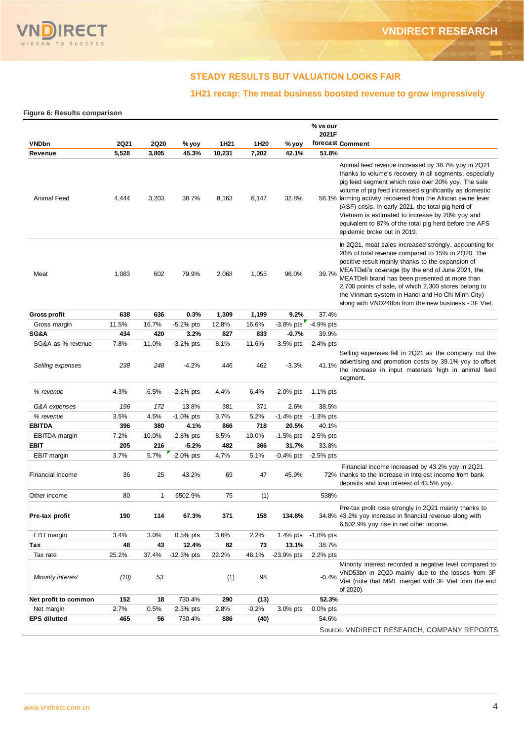## STEADY RESULTS BUT VALUATION LOOKS FAIR

### 1H21 recap: The meat business boosted revenue to grow impressively

**Figure 6: Results comparison**

| VNDbn | 2Q21 | 2Q20 | % yoy | 1H21 | 1H20 | % yoy | % vs our 2021F forecast | Comment |
|---|---|---|---|---|---|---|---|---|
| **Revenue** | **5,528** | **3,805** | **45.3%** | **10,231** | **7,202** | **42.1%** | **51.8%** | |
| Animal Feed | 4,444 | 3,203 | 38.7% | 8,163 | 6,147 | 32.8% | 56.1% | Animal feed revenue increased by 38.7% yoy in 2Q21 thanks to volume's recovery in all segments, especially pig feed segment which rose over 20% yoy. The sale volume of pig feed increased significantly as domestic farming activity recovered from the African swine fever (ASF) crisis. In early 2021, the total pig herd of Vietnam is estimated to increase by 20% yoy and equivalent to 87% of the total pig herd before the AFS epidemic broke out in 2019. |
| Meat | 1,083 | 602 | 79.9% | 2,068 | 1,055 | 96.0% | 39.7% | In 2Q21, meat sales increased strongly, accounting for 20% of total revenue compared to 15% in 2Q20. The positive result mainly thanks to the expansion of MEATDeli's coverage (by the end of June 2021, the MEATDeli brand has been presented at more than 2,700 points of sale, of which 2,300 stores belong to the Vinmart system in Hanoi and Ho Chi Minh City) along with VND248bn from the new business - 3F Viet. |
| **Gross profit** | **638** | **636** | **0.3%** | **1,309** | **1,199** | **9.2%** | 37.4% | |
| Gross margin | 11.5% | 16.7% | -5.2% pts | 12.8% | 16.6% | -3.8% pts | -4.9% pts | |
| **SG&A** | **434** | **420** | **3.2%** | **827** | **833** | **-0.7%** | 39.9% | |
| SG&A as % revenue | 7.8% | 11.0% | -3.2% pts | 8.1% | 11.6% | -3.5% pts | -2.4% pts | |
| *Selling expenses* | *238* | *248* | -4.2% | 446 | 462 | -3.3% | 41.1% | Selling expenses fell in 2Q21 as the company cut the advertising and promotion costs by 39.1% yoy to offset the increase in input materials high in animal feed segment. |
| *% revenue* | 4.3% | 6.5% | -2.2% pts | 4.4% | 6.4% | -2.0% pts | -1.1% pts | |
| *G&A expenses* | *196* | *172* | 13.8% | 381 | 371 | 2.6% | 38.5% | |
| *% revenue* | 3.5% | 4.5% | -1.0% pts | 3.7% | 5.2% | -1.4% pts | -1.3% pts | |
| **EBITDA** | **396** | **380** | **4.1%** | **866** | **718** | **20.5%** | 40.1% | |
| EBITDA margin | 7.2% | 10.0% | -2.8% pts | 8.5% | 10.0% | -1.5% pts | -2.5% pts | |
| **EBIT** | **205** | **216** | **-5.2%** | **482** | **366** | **31.7%** | 33.8% | |
| EBIT margin | 3.7% | 5.7% | -2.0% pts | 4.7% | 5.1% | -0.4% pts | -2.5% pts | |
| Financial income | 36 | 25 | 43.2% | 69 | 47 | 45.9% | 72% | Financial income increased by 43.2% yoy in 2Q21 thanks to the increase in interest income from bank deposits and loan interest of 43.5% yoy. |
| Other income | 80 | 1 | 6502.9% | 75 | (1) | | 538% | |
| **Pre-tax profit** | **190** | **114** | **67.3%** | **371** | **158** | **134.8%** | 34.8% | Pre-tax profit rose strongly in 2Q21 mainly thanks to 43.2% yoy increase in financial revenue along with 6,502.9% yoy rise in net other income. |
| EBT margin | 3.4% | 3.0% | 0.5% pts | 3.6% | 2.2% | 1.4% pts | -1.8% pts | |
| **Tax** | **48** | **43** | **12.4%** | **82** | **73** | **13.1%** | 38.7% | |
| Tax rate | 25.2% | 37.4% | -12.3% pts | 22.2% | 46.1% | -23.9% pts | 2.2% pts | |
| *Minority interest* | *(10)* | *53* | | *(1)* | *98* | | -0.4% | Minority interest recorded a negative level compared to VND53bn in 2Q20 mainly due to the losses from 3F Viet (note that MML merged with 3F Viet from the end of 2020). |
| **Net profit to common** | **152** | **18** | 730.4% | **290** | **(13)** | | **52.3%** | |
| Net margin | 2.7% | 0.5% | 2.3% pts | 2.8% | -0.2% | 3.0% pts | 0.0% pts | |
| **EPS diluted** | **465** | **56** | 730.4% | **886** | **(40)** | | 54.6% | |

Source: VNDIRECT RESEARCH, COMPANY REPORTS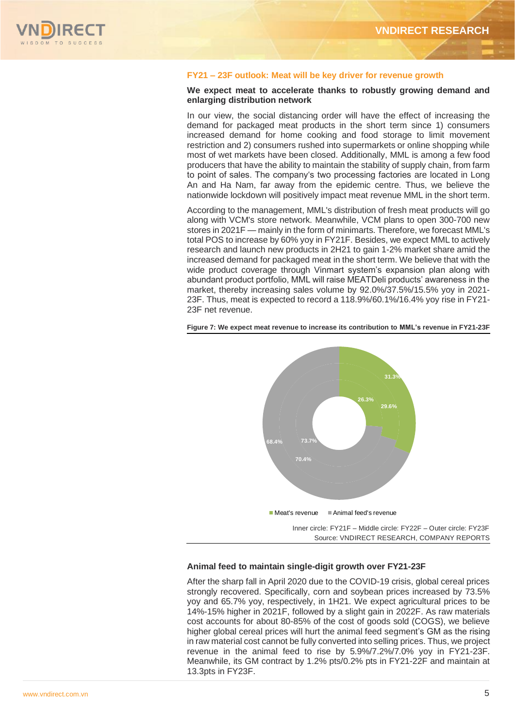## FY21 – 23F outlook: Meat will be key driver for revenue growth

### We expect meat to accelerate thanks to robustly growing demand and enlarging distribution network

In our view, the social distancing order will have the effect of increasing the demand for packaged meat products in the short term since 1) consumers increased demand for home cooking and food storage to limit movement restriction and 2) consumers rushed into supermarkets or online shopping while most of wet markets have been closed. Additionally, MML is among a few food producers that have the ability to maintain the stability of supply chain, from farm to point of sales. The company's two processing factories are located in Long An and Ha Nam, far away from the epidemic centre. Thus, we believe the nationwide lockdown will positively impact meat revenue MML in the short term.

According to the management, MML's distribution of fresh meat products will go along with VCM's store network. Meanwhile, VCM plans to open 300-700 new stores in 2021F — mainly in the form of minimarts. Therefore, we forecast MML's total POS to increase by 60% yoy in FY21F. Besides, we expect MML to actively research and launch new products in 2H21 to gain 1-2% market share amid the increased demand for packaged meat in the short term. We believe that with the wide product coverage through Vinmart system's expansion plan along with abundant product portfolio, MML will raise MEATDeli products' awareness in the market, thereby increasing sales volume by 92.0%/37.5%/15.5% yoy in 2021-23F. Thus, meat is expected to record a 118.9%/60.1%/16.4% yoy rise in FY21-23F net revenue.

**Figure 7: We expect meat revenue to increase its contribution to MML's revenue in FY21-23F**

| | FY21F (Inner circle) | FY22F (Middle circle) | FY23F (Outer circle) |
|---|---|---|---|
| Meat's revenue | 26.3% | 29.6% | 31.3% |
| Animal feed's revenue | 73.7% | 70.4% | 68.4% |

Inner circle: FY21F – Middle circle: FY22F – Outer circle: FY23F
Source: VNDIRECT RESEARCH, COMPANY REPORTS

### Animal feed to maintain single-digit growth over FY21-23F

After the sharp fall in April 2020 due to the COVID-19 crisis, global cereal prices strongly recovered. Specifically, corn and soybean prices increased by 73.5% yoy and 65.7% yoy, respectively, in 1H21. We expect agricultural prices to be 14%-15% higher in 2021F, followed by a slight gain in 2022F. As raw materials cost accounts for about 80-85% of the cost of goods sold (COGS), we believe higher global cereal prices will hurt the animal feed segment's GM as the rising in raw material cost cannot be fully converted into selling prices. Thus, we project revenue in the animal feed to rise by 5.9%/7.2%/7.0% yoy in FY21-23F. Meanwhile, its GM contract by 1.2% pts/0.2% pts in FY21-22F and maintain at 13.3pts in FY23F.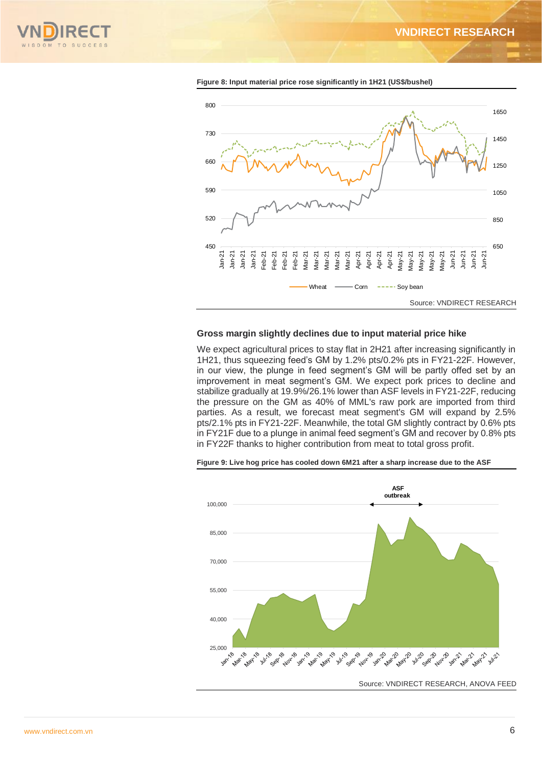**Figure 8: Input material price rose significantly in 1H21 (US$/bushel)**

Source: VNDIRECT RESEARCH

## Gross margin slightly declines due to input material price hike

We expect agricultural prices to stay flat in 2H21 after increasing significantly in 1H21, thus squeezing feed's GM by 1.2% pts/0.2% pts in FY21-22F. However, in our view, the plunge in feed segment's GM will be partly offed set by an improvement in meat segment's GM. We expect pork prices to decline and stabilize gradually at 19.9%/26.1% lower than ASF levels in FY21-22F, reducing the pressure on the GM as 40% of MML's raw pork are imported from third parties. As a result, we forecast meat segment's GM will expand by 2.5% pts/2.1% pts in FY21-22F. Meanwhile, the total GM slightly contract by 0.6% pts in FY21F due to a plunge in animal feed segment's GM and recover by 0.8% pts in FY22F thanks to higher contribution from meat to total gross profit.

**Figure 9: Live hog price has cooled down 6M21 after a sharp increase due to the ASF**

Source: VNDIRECT RESEARCH, ANOVA FEED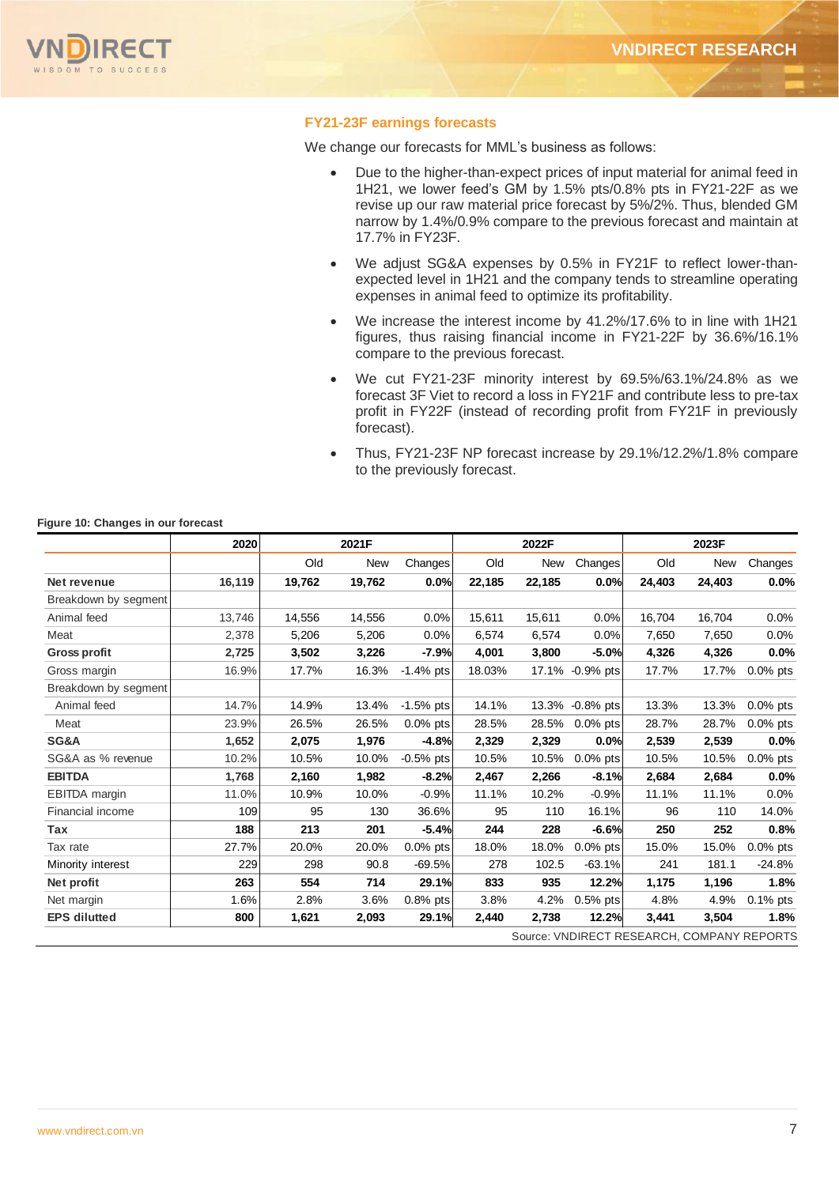## FY21-23F earnings forecasts

We change our forecasts for MML's business as follows:

- Due to the higher-than-expect prices of input material for animal feed in 1H21, we lower feed's GM by 1.5% pts/0.8% pts in FY21-22F as we revise up our raw material price forecast by 5%/2%. Thus, blended GM narrow by 1.4%/0.9% compare to the previous forecast and maintain at 17.7% in FY23F.
- We adjust SG&A expenses by 0.5% in FY21F to reflect lower-than-expected level in 1H21 and the company tends to streamline operating expenses in animal feed to optimize its profitability.
- We increase the interest income by 41.2%/17.6% to in line with 1H21 figures, thus raising financial income in FY21-22F by 36.6%/16.1% compare to the previous forecast.
- We cut FY21-23F minority interest by 69.5%/63.1%/24.8% as we forecast 3F Viet to record a loss in FY21F and contribute less to pre-tax profit in FY22F (instead of recording profit from FY21F in previously forecast).
- Thus, FY21-23F NP forecast increase by 29.1%/12.2%/1.8% compare to the previously forecast.

**Figure 10: Changes in our forecast**

| | 2020 | 2021F | | | 2022F | | | 2023F | | |
|---|---|---|---|---|---|---|---|---|---|---|
| | | Old | New | Changes | Old | New | Changes | Old | New | Changes |
| **Net revenue** | **16,119** | **19,762** | **19,762** | **0.0%** | **22,185** | **22,185** | **0.0%** | **24,403** | **24,403** | **0.0%** |
| Breakdown by segment | | | | | | | | | | |
| Animal feed | 13,746 | 14,556 | 14,556 | 0.0% | 15,611 | 15,611 | 0.0% | 16,704 | 16,704 | 0.0% |
| Meat | 2,378 | 5,206 | 5,206 | 0.0% | 6,574 | 6,574 | 0.0% | 7,650 | 7,650 | 0.0% |
| **Gross profit** | **2,725** | **3,502** | **3,226** | **-7.9%** | **4,001** | **3,800** | **-5.0%** | **4,326** | **4,326** | **0.0%** |
| Gross margin | 16.9% | 17.7% | 16.3% | -1.4% pts | 18.03% | 17.1% | -0.9% pts | 17.7% | 17.7% | 0.0% pts |
| Breakdown by segment | | | | | | | | | | |
| Animal feed | 14.7% | 14.9% | 13.4% | -1.5% pts | 14.1% | 13.3% | -0.8% pts | 13.3% | 13.3% | 0.0% pts |
| Meat | 23.9% | 26.5% | 26.5% | 0.0% pts | 28.5% | 28.5% | 0.0% pts | 28.7% | 28.7% | 0.0% pts |
| **SG&A** | **1,652** | **2,075** | **1,976** | **-4.8%** | **2,329** | **2,329** | **0.0%** | **2,539** | **2,539** | **0.0%** |
| SG&A as % revenue | 10.2% | 10.5% | 10.0% | -0.5% pts | 10.5% | 10.5% | 0.0% pts | 10.5% | 10.5% | 0.0% pts |
| **EBITDA** | **1,768** | **2,160** | **1,982** | **-8.2%** | **2,467** | **2,266** | **-8.1%** | **2,684** | **2,684** | **0.0%** |
| EBITDA margin | 11.0% | 10.9% | 10.0% | -0.9% | 11.1% | 10.2% | -0.9% | 11.1% | 11.1% | 0.0% |
| Financial income | 109 | 95 | 130 | 36.6% | 95 | 110 | 16.1% | 96 | 110 | 14.0% |
| **Tax** | **188** | **213** | **201** | **-5.4%** | **244** | **228** | **-6.6%** | **250** | **252** | **0.8%** |
| Tax rate | 27.7% | 20.0% | 20.0% | 0.0% pts | 18.0% | 18.0% | 0.0% pts | 15.0% | 15.0% | 0.0% pts |
| Minority interest | 229 | 298 | 90.8 | -69.5% | 278 | 102.5 | -63.1% | 241 | 181.1 | -24.8% |
| **Net profit** | **263** | **554** | **714** | **29.1%** | **833** | **935** | **12.2%** | **1,175** | **1,196** | **1.8%** |
| Net margin | 1.6% | 2.8% | 3.6% | 0.8% pts | 3.8% | 4.2% | 0.5% pts | 4.8% | 4.9% | 0.1% pts |
| **EPS dilutted** | **800** | **1,621** | **2,093** | **29.1%** | **2,440** | **2,738** | **12.2%** | **3,441** | **3,504** | **1.8%** |

Source: VNDIRECT RESEARCH, COMPANY REPORTS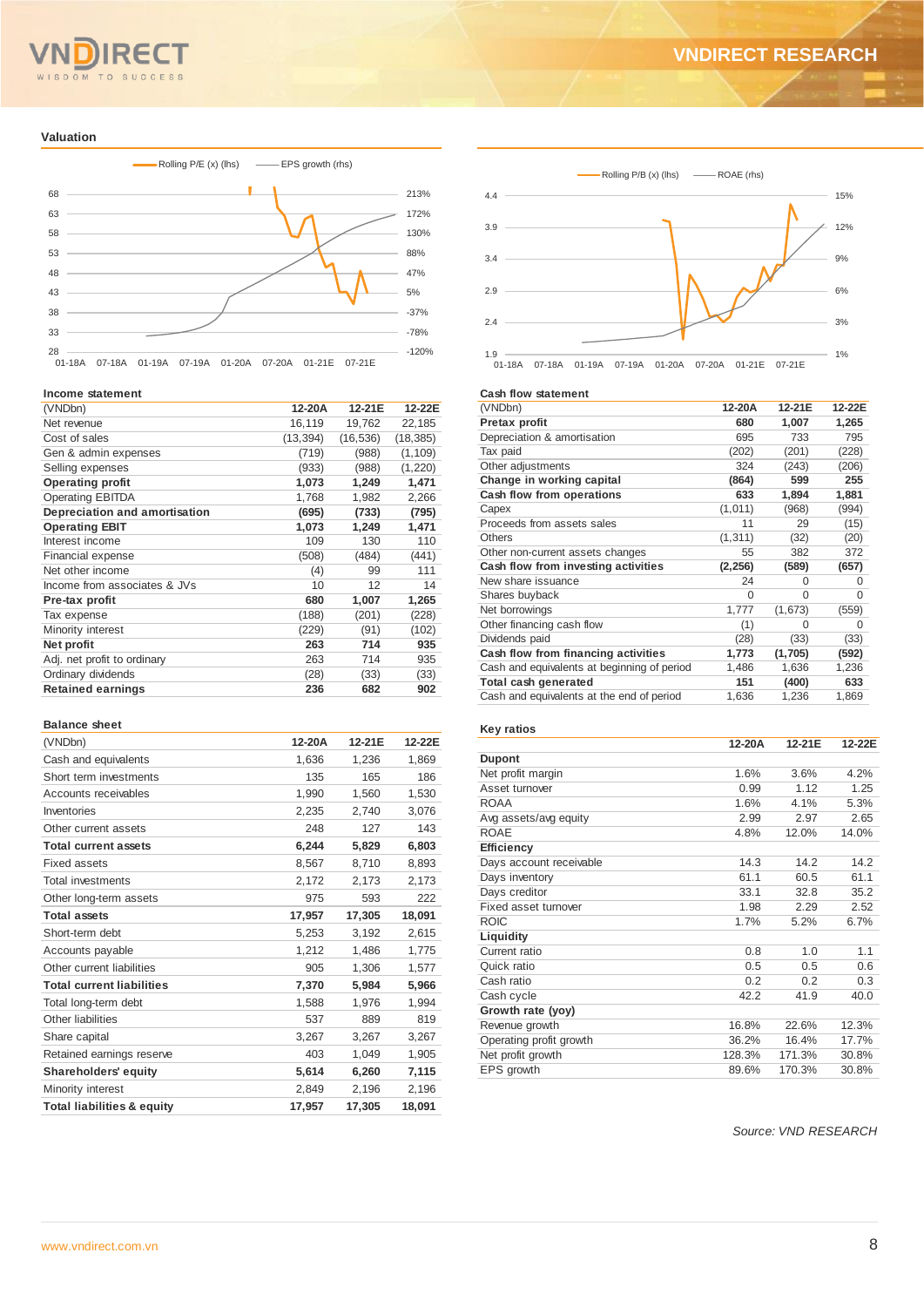## Valuation

Rolling P/E (x) (lhs) — EPS growth (rhs)

Rolling P/B (x) (lhs) — ROAE (rhs)

### Income statement

| (VNDbn) | 12-20A | 12-21E | 12-22E |
|---|---|---|---|
| Net revenue | 16,119 | 19,762 | 22,185 |
| Cost of sales | (13,394) | (16,536) | (18,385) |
| Gen & admin expenses | (719) | (988) | (1,109) |
| Selling expenses | (933) | (988) | (1,220) |
| **Operating profit** | **1,073** | **1,249** | **1,471** |
| Operating EBITDA | 1,768 | 1,982 | 2,266 |
| **Depreciation and amortisation** | **(695)** | **(733)** | **(795)** |
| **Operating EBIT** | **1,073** | **1,249** | **1,471** |
| Interest income | 109 | 130 | 110 |
| Financial expense | (508) | (484) | (441) |
| Net other income | (4) | 99 | 111 |
| Income from associates & JVs | 10 | 12 | 14 |
| **Pre-tax profit** | **680** | **1,007** | **1,265** |
| Tax expense | (188) | (201) | (228) |
| Minority interest | (229) | (91) | (102) |
| **Net profit** | **263** | **714** | **935** |
| Adj. net profit to ordinary | 263 | 714 | 935 |
| Ordinary dividends | (28) | (33) | (33) |
| **Retained earnings** | **236** | **682** | **902** |

### Cash flow statement

| (VNDbn) | 12-20A | 12-21E | 12-22E |
|---|---|---|---|
| **Pretax profit** | **680** | **1,007** | **1,265** |
| Depreciation & amortisation | 695 | 733 | 795 |
| Tax paid | (202) | (201) | (228) |
| Other adjustments | 324 | (243) | (206) |
| **Change in working capital** | **(864)** | **599** | **255** |
| **Cash flow from operations** | **633** | **1,894** | **1,881** |
| Capex | (1,011) | (968) | (994) |
| Proceeds from assets sales | 11 | 29 | (15) |
| Others | (1,311) | (32) | (20) |
| Other non-current assets changes | 55 | 382 | 372 |
| **Cash flow from investing activities** | **(2,256)** | **(589)** | **(657)** |
| New share issuance | 24 | 0 | 0 |
| Shares buyback | 0 | 0 | 0 |
| Net borrowings | 1,777 | (1,673) | (559) |
| Other financing cash flow | (1) | 0 | 0 |
| Dividends paid | (28) | (33) | (33) |
| **Cash flow from financing activities** | **1,773** | **(1,705)** | **(592)** |
| Cash and equivalents at beginning of period | 1,486 | 1,636 | 1,236 |
| **Total cash generated** | **151** | **(400)** | **633** |
| Cash and equivalents at the end of period | 1,636 | 1,236 | 1,869 |

### Balance sheet

| (VNDbn) | 12-20A | 12-21E | 12-22E |
|---|---|---|---|
| Cash and equivalents | 1,636 | 1,236 | 1,869 |
| Short term investments | 135 | 165 | 186 |
| Accounts receivables | 1,990 | 1,560 | 1,530 |
| Inventories | 2,235 | 2,740 | 3,076 |
| Other current assets | 248 | 127 | 143 |
| **Total current assets** | **6,244** | **5,829** | **6,803** |
| Fixed assets | 8,567 | 8,710 | 8,893 |
| Total investments | 2,172 | 2,173 | 2,173 |
| Other long-term assets | 975 | 593 | 222 |
| **Total assets** | **17,957** | **17,305** | **18,091** |
| Short-term debt | 5,253 | 3,192 | 2,615 |
| Accounts payable | 1,212 | 1,486 | 1,775 |
| Other current liabilities | 905 | 1,306 | 1,577 |
| **Total current liabilities** | **7,370** | **5,984** | **5,966** |
| Total long-term debt | 1,588 | 1,976 | 1,994 |
| Other liabilities | 537 | 889 | 819 |
| Share capital | 3,267 | 3,267 | 3,267 |
| Retained earnings reserve | 403 | 1,049 | 1,905 |
| **Shareholders' equity** | **5,614** | **6,260** | **7,115** |
| Minority interest | 2,849 | 2,196 | 2,196 |
| **Total liabilities & equity** | **17,957** | **17,305** | **18,091** |

### Key ratios

| | 12-20A | 12-21E | 12-22E |
|---|---|---|---|
| **Dupont** | | | |
| Net profit margin | 1.6% | 3.6% | 4.2% |
| Asset turnover | 0.99 | 1.12 | 1.25 |
| ROAA | 1.6% | 4.1% | 5.3% |
| Avg assets/avg equity | 2.99 | 2.97 | 2.65 |
| ROAE | 4.8% | 12.0% | 14.0% |
| **Efficiency** | | | |
| Days account receivable | 14.3 | 14.2 | 14.2 |
| Days inventory | 61.1 | 60.5 | 61.1 |
| Days creditor | 33.1 | 32.8 | 35.2 |
| Fixed asset turnover | 1.98 | 2.29 | 2.52 |
| ROIC | 1.7% | 5.2% | 6.7% |
| **Liquidity** | | | |
| Current ratio | 0.8 | 1.0 | 1.1 |
| Quick ratio | 0.5 | 0.5 | 0.6 |
| Cash ratio | 0.2 | 0.2 | 0.3 |
| Cash cycle | 42.2 | 41.9 | 40.0 |
| **Growth rate (yoy)** | | | |
| Revenue growth | 16.8% | 22.6% | 12.3% |
| Operating profit growth | 36.2% | 16.4% | 17.7% |
| Net profit growth | 128.3% | 171.3% | 30.8% |
| EPS growth | 89.6% | 170.3% | 30.8% |

*Source: VND RESEARCH*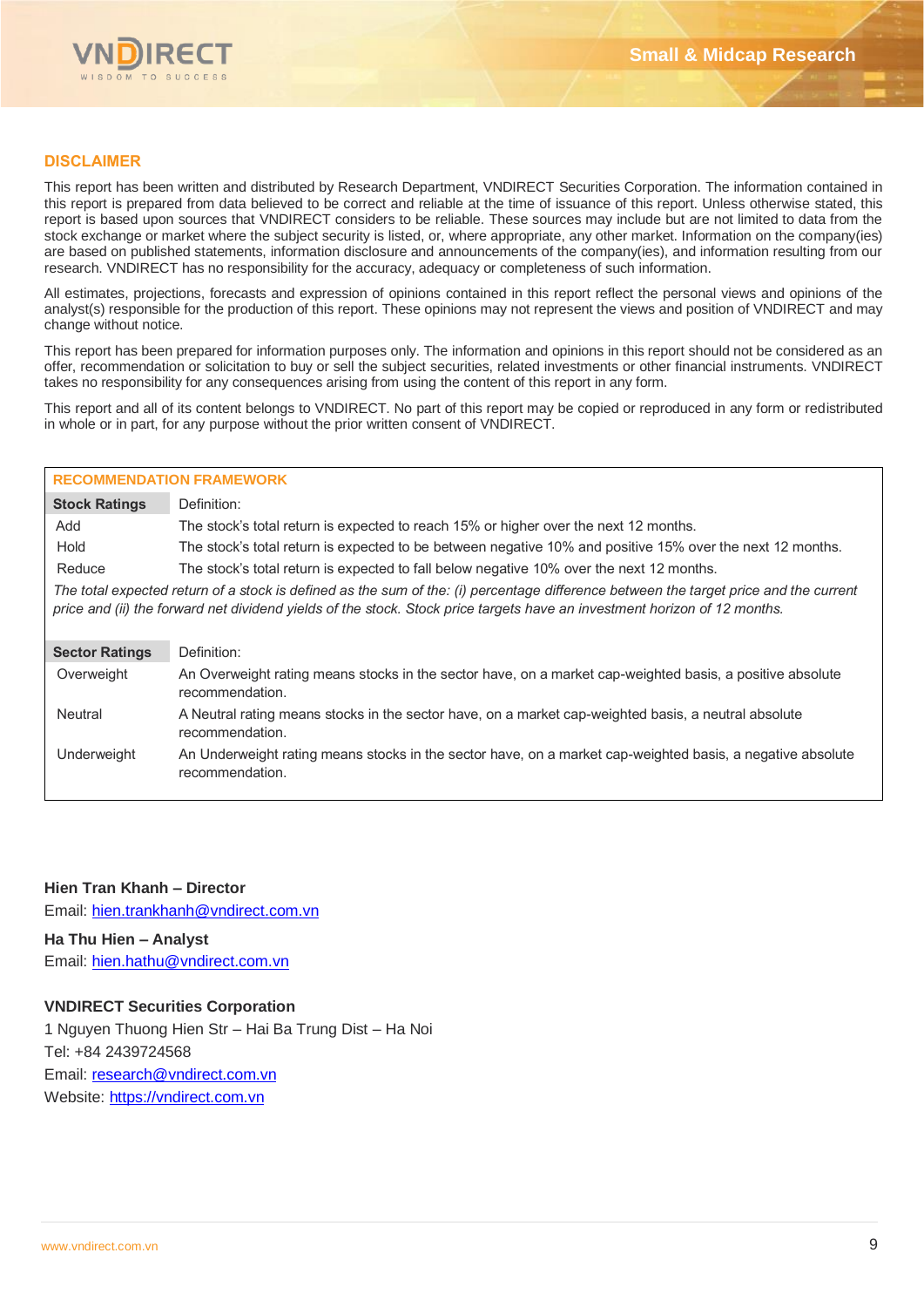## DISCLAIMER

This report has been written and distributed by Research Department, VNDIRECT Securities Corporation. The information contained in this report is prepared from data believed to be correct and reliable at the time of issuance of this report. Unless otherwise stated, this report is based upon sources that VNDIRECT considers to be reliable. These sources may include but are not limited to data from the stock exchange or market where the subject security is listed, or, where appropriate, any other market. Information on the company(ies) are based on published statements, information disclosure and announcements of the company(ies), and information resulting from our research. VNDIRECT has no responsibility for the accuracy, adequacy or completeness of such information.

All estimates, projections, forecasts and expression of opinions contained in this report reflect the personal views and opinions of the analyst(s) responsible for the production of this report. These opinions may not represent the views and position of VNDIRECT and may change without notice.

This report has been prepared for information purposes only. The information and opinions in this report should not be considered as an offer, recommendation or solicitation to buy or sell the subject securities, related investments or other financial instruments. VNDIRECT takes no responsibility for any consequences arising from using the content of this report in any form.

This report and all of its content belongs to VNDIRECT. No part of this report may be copied or reproduced in any form or redistributed in whole or in part, for any purpose without the prior written consent of VNDIRECT.

### RECOMMENDATION FRAMEWORK

| **Stock Ratings** | Definition: |
|---|---|
| Add | The stock's total return is expected to reach 15% or higher over the next 12 months. |
| Hold | The stock's total return is expected to be between negative 10% and positive 15% over the next 12 months. |
| Reduce | The stock's total return is expected to fall below negative 10% over the next 12 months. |

*The total expected return of a stock is defined as the sum of the: (i) percentage difference between the target price and the current price and (ii) the forward net dividend yields of the stock. Stock price targets have an investment horizon of 12 months.*

| **Sector Ratings** | Definition: |
|---|---|
| Overweight | An Overweight rating means stocks in the sector have, on a market cap-weighted basis, a positive absolute recommendation. |
| Neutral | A Neutral rating means stocks in the sector have, on a market cap-weighted basis, a neutral absolute recommendation. |
| Underweight | An Underweight rating means stocks in the sector have, on a market cap-weighted basis, a negative absolute recommendation. |

**Hien Tran Khanh – Director**
Email: hien.trankhanh@vndirect.com.vn

**Ha Thu Hien – Analyst**
Email: hien.hathu@vndirect.com.vn

**VNDIRECT Securities Corporation**
1 Nguyen Thuong Hien Str – Hai Ba Trung Dist – Ha Noi
Tel: +84 2439724568
Email: research@vndirect.com.vn
Website: https://vndirect.com.vn